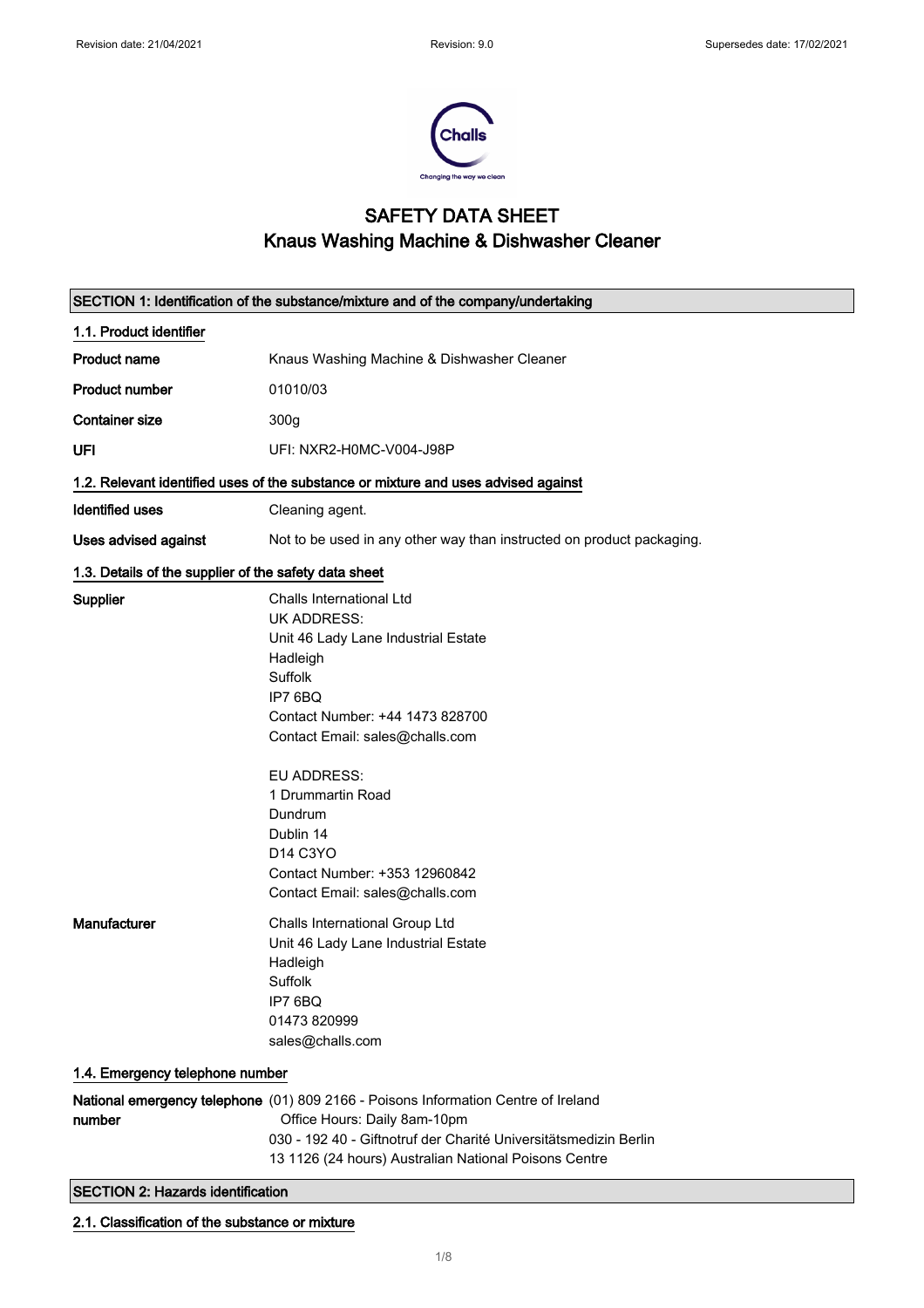Revision date: 21/04/2021 Revision: 9.0 Supersedes date: 17/02/2021

# SAFETY DATA SHEET
# Knaus Washing Machine & Dishwasher Cleaner

## SECTION 1: Identification of the substance/mixture and of the company/undertaking

### 1.1. Product identifier

| | |
|---|---|
| **Product name** | Knaus Washing Machine & Dishwasher Cleaner |
| **Product number** | 01010/03 |
| **Container size** | 300g |
| **UFI** | UFI: NXR2-H0MC-V004-J98P |

### 1.2. Relevant identified uses of the substance or mixture and uses advised against

| | |
|---|---|
| **Identified uses** | Cleaning agent. |
| **Uses advised against** | Not to be used in any other way than instructed on product packaging. |

### 1.3. Details of the supplier of the safety data sheet

**Supplier**

Challs International Ltd
UK ADDRESS:
Unit 46 Lady Lane Industrial Estate
Hadleigh
Suffolk
IP7 6BQ
Contact Number: +44 1473 828700
Contact Email: sales@challs.com

EU ADDRESS:
1 Drummartin Road
Dundrum
Dublin 14
D14 C3YO
Contact Number: +353 12960842
Contact Email: sales@challs.com

**Manufacturer**

Challs International Group Ltd
Unit 46 Lady Lane Industrial Estate
Hadleigh
Suffolk
IP7 6BQ
01473 820999
sales@challs.com

### 1.4. Emergency telephone number

**National emergency telephone number**

(01) 809 2166 - Poisons Information Centre of Ireland
Office Hours: Daily 8am-10pm
030 - 192 40 - Giftnotruf der Charité Universitätsmedizin Berlin
13 1126 (24 hours) Australian National Poisons Centre

## SECTION 2: Hazards identification

### 2.1. Classification of the substance or mixture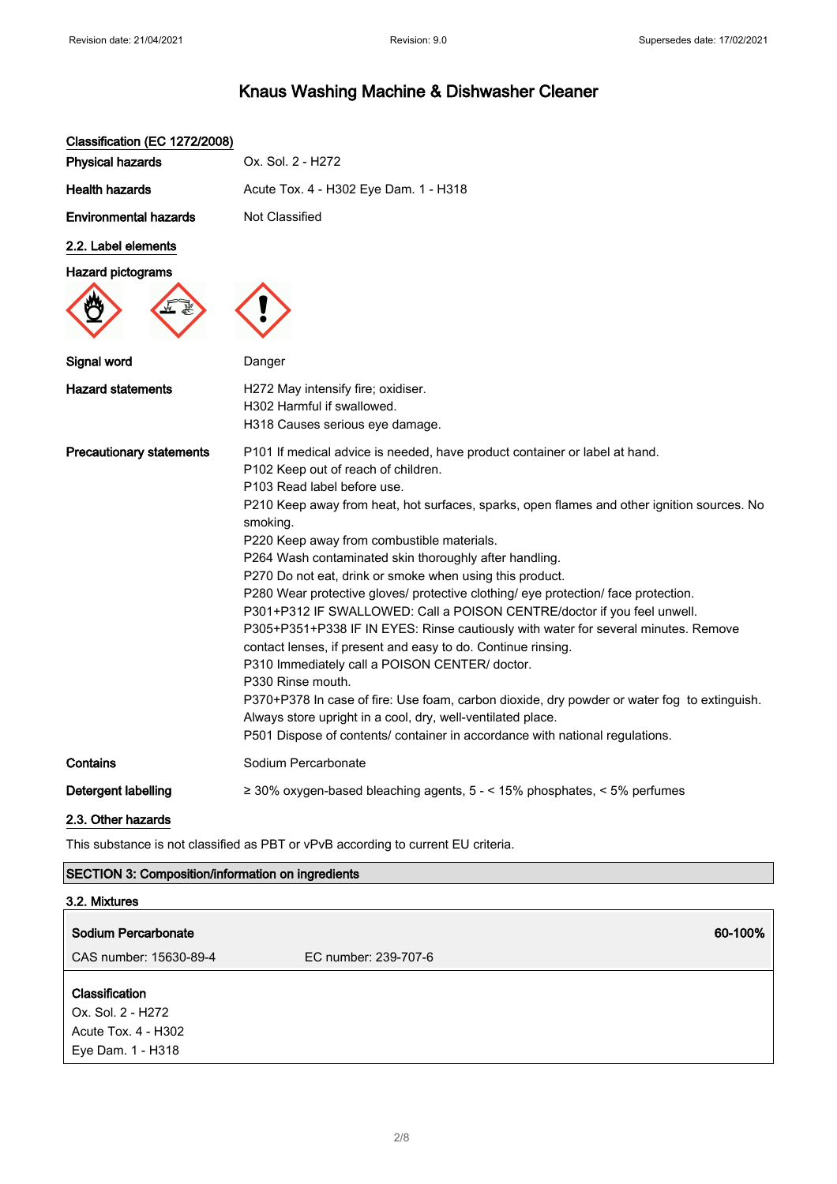# Knaus Washing Machine & Dishwasher Cleaner

**Classification (EC 1272/2008)**

| | |
|---|---|
| **Physical hazards** | Ox. Sol. 2 - H272 |
| **Health hazards** | Acute Tox. 4 - H302 Eye Dam. 1 - H318 |
| **Environmental hazards** | Not Classified |

## 2.2. Label elements

**Hazard pictograms**

**Signal word** Danger

**Hazard statements**

H272 May intensify fire; oxidiser.
H302 Harmful if swallowed.
H318 Causes serious eye damage.

**Precautionary statements**

P101 If medical advice is needed, have product container or label at hand.
P102 Keep out of reach of children.
P103 Read label before use.
P210 Keep away from heat, hot surfaces, sparks, open flames and other ignition sources. No smoking.
P220 Keep away from combustible materials.
P264 Wash contaminated skin thoroughly after handling.
P270 Do not eat, drink or smoke when using this product.
P280 Wear protective gloves/ protective clothing/ eye protection/ face protection.
P301+P312 IF SWALLOWED: Call a POISON CENTRE/doctor if you feel unwell.
P305+P351+P338 IF IN EYES: Rinse cautiously with water for several minutes. Remove contact lenses, if present and easy to do. Continue rinsing.
P310 Immediately call a POISON CENTER/ doctor.
P330 Rinse mouth.
P370+P378 In case of fire: Use foam, carbon dioxide, dry powder or water fog to extinguish.
Always store upright in a cool, dry, well-ventilated place.
P501 Dispose of contents/ container in accordance with national regulations.

**Contains** Sodium Percarbonate

**Detergent labelling** ≥ 30% oxygen-based bleaching agents, 5 - < 15% phosphates, < 5% perfumes

## 2.3. Other hazards

This substance is not classified as PBT or vPvB according to current EU criteria.

## SECTION 3: Composition/information on ingredients

### 3.2. Mixtures

**Sodium Percarbonate** **60-100%**

CAS number: 15630-89-4 EC number: 239-707-6

**Classification**
Ox. Sol. 2 - H272
Acute Tox. 4 - H302
Eye Dam. 1 - H318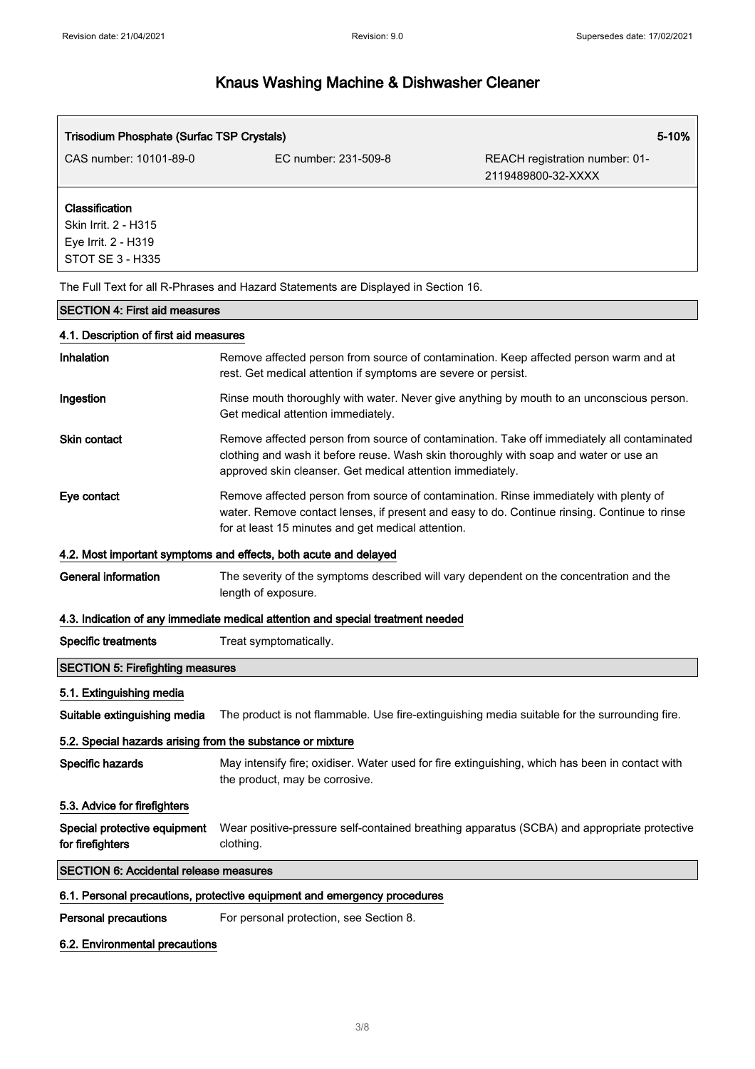# Knaus Washing Machine & Dishwasher Cleaner

| Trisodium Phosphate (Surfac TSP Crystals) | | 5-10% |
| --- | --- | --- |
| CAS number: 10101-89-0 | EC number: 231-509-8 | REACH registration number: 01-2119489800-32-XXXX |

**Classification**
Skin Irrit. 2 - H315
Eye Irrit. 2 - H319
STOT SE 3 - H335

The Full Text for all R-Phrases and Hazard Statements are Displayed in Section 16.

## SECTION 4: First aid measures

### 4.1. Description of first aid measures

**Inhalation** Remove affected person from source of contamination. Keep affected person warm and at rest. Get medical attention if symptoms are severe or persist.

**Ingestion** Rinse mouth thoroughly with water. Never give anything by mouth to an unconscious person. Get medical attention immediately.

**Skin contact** Remove affected person from source of contamination. Take off immediately all contaminated clothing and wash it before reuse. Wash skin thoroughly with soap and water or use an approved skin cleanser. Get medical attention immediately.

**Eye contact** Remove affected person from source of contamination. Rinse immediately with plenty of water. Remove contact lenses, if present and easy to do. Continue rinsing. Continue to rinse for at least 15 minutes and get medical attention.

### 4.2. Most important symptoms and effects, both acute and delayed

**General information** The severity of the symptoms described will vary dependent on the concentration and the length of exposure.

### 4.3. Indication of any immediate medical attention and special treatment needed

**Specific treatments** Treat symptomatically.

## SECTION 5: Firefighting measures

### 5.1. Extinguishing media

**Suitable extinguishing media** The product is not flammable. Use fire-extinguishing media suitable for the surrounding fire.

### 5.2. Special hazards arising from the substance or mixture

**Specific hazards** May intensify fire; oxidiser. Water used for fire extinguishing, which has been in contact with the product, may be corrosive.

### 5.3. Advice for firefighters

**Special protective equipment for firefighters** Wear positive-pressure self-contained breathing apparatus (SCBA) and appropriate protective clothing.

## SECTION 6: Accidental release measures

### 6.1. Personal precautions, protective equipment and emergency procedures

**Personal precautions** For personal protection, see Section 8.

### 6.2. Environmental precautions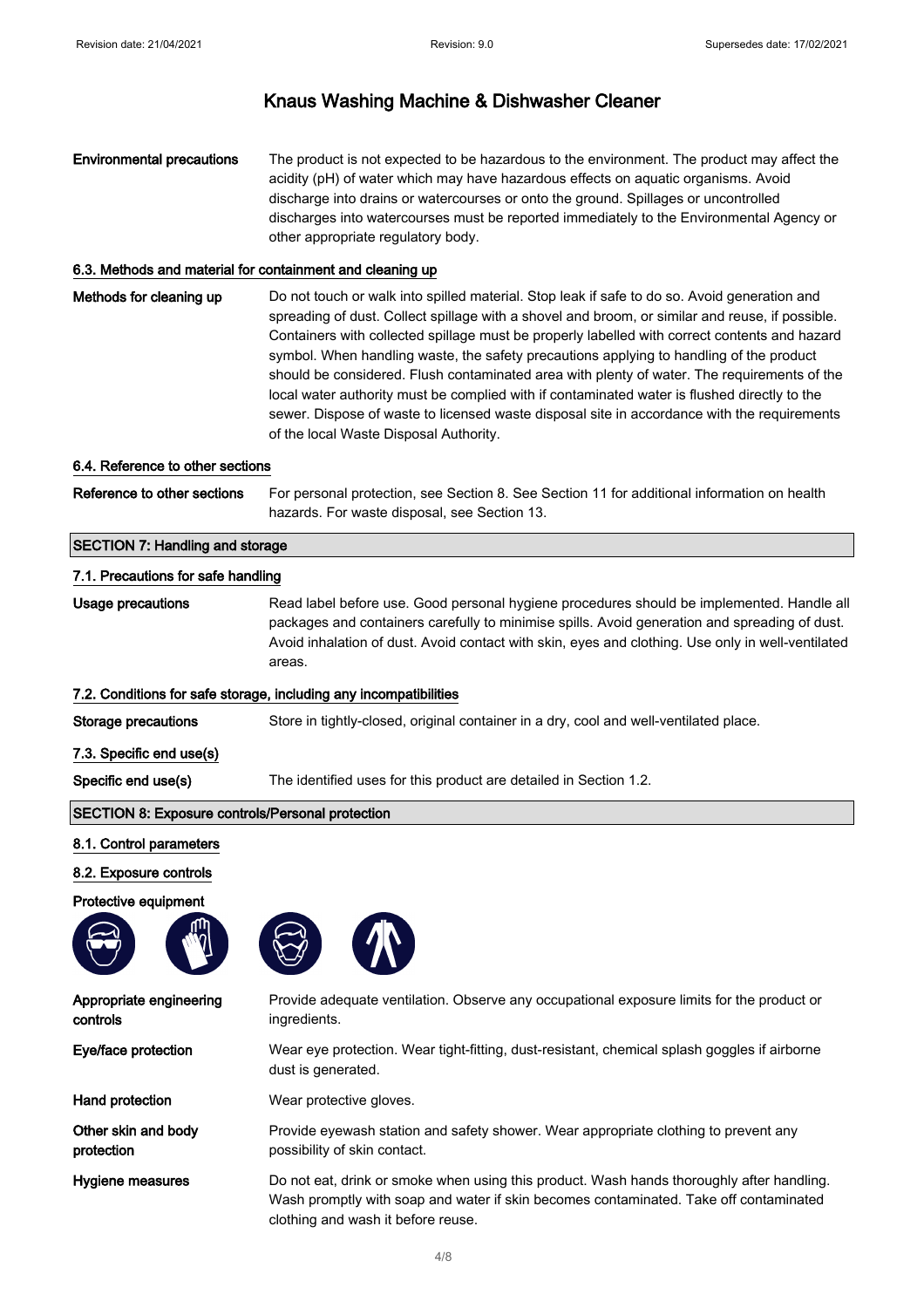# Knaus Washing Machine & Dishwasher Cleaner

**Environmental precautions** The product is not expected to be hazardous to the environment. The product may affect the acidity (pH) of water which may have hazardous effects on aquatic organisms. Avoid discharge into drains or watercourses or onto the ground. Spillages or uncontrolled discharges into watercourses must be reported immediately to the Environmental Agency or other appropriate regulatory body.

### 6.3. Methods and material for containment and cleaning up

**Methods for cleaning up** Do not touch or walk into spilled material. Stop leak if safe to do so. Avoid generation and spreading of dust. Collect spillage with a shovel and broom, or similar and reuse, if possible. Containers with collected spillage must be properly labelled with correct contents and hazard symbol. When handling waste, the safety precautions applying to handling of the product should be considered. Flush contaminated area with plenty of water. The requirements of the local water authority must be complied with if contaminated water is flushed directly to the sewer. Dispose of waste to licensed waste disposal site in accordance with the requirements of the local Waste Disposal Authority.

### 6.4. Reference to other sections

**Reference to other sections** For personal protection, see Section 8. See Section 11 for additional information on health hazards. For waste disposal, see Section 13.

## SECTION 7: Handling and storage

### 7.1. Precautions for safe handling

**Usage precautions** Read label before use. Good personal hygiene procedures should be implemented. Handle all packages and containers carefully to minimise spills. Avoid generation and spreading of dust. Avoid inhalation of dust. Avoid contact with skin, eyes and clothing. Use only in well-ventilated areas.

### 7.2. Conditions for safe storage, including any incompatibilities

**Storage precautions** Store in tightly-closed, original container in a dry, cool and well-ventilated place.

### 7.3. Specific end use(s)

**Specific end use(s)** The identified uses for this product are detailed in Section 1.2.

## SECTION 8: Exposure controls/Personal protection

### 8.1. Control parameters

### 8.2. Exposure controls

**Protective equipment**

**Appropriate engineering controls** Provide adequate ventilation. Observe any occupational exposure limits for the product or ingredients.

**Eye/face protection** Wear eye protection. Wear tight-fitting, dust-resistant, chemical splash goggles if airborne dust is generated.

**Hand protection** Wear protective gloves.

**Other skin and body protection** Provide eyewash station and safety shower. Wear appropriate clothing to prevent any possibility of skin contact.

**Hygiene measures** Do not eat, drink or smoke when using this product. Wash hands thoroughly after handling. Wash promptly with soap and water if skin becomes contaminated. Take off contaminated clothing and wash it before reuse.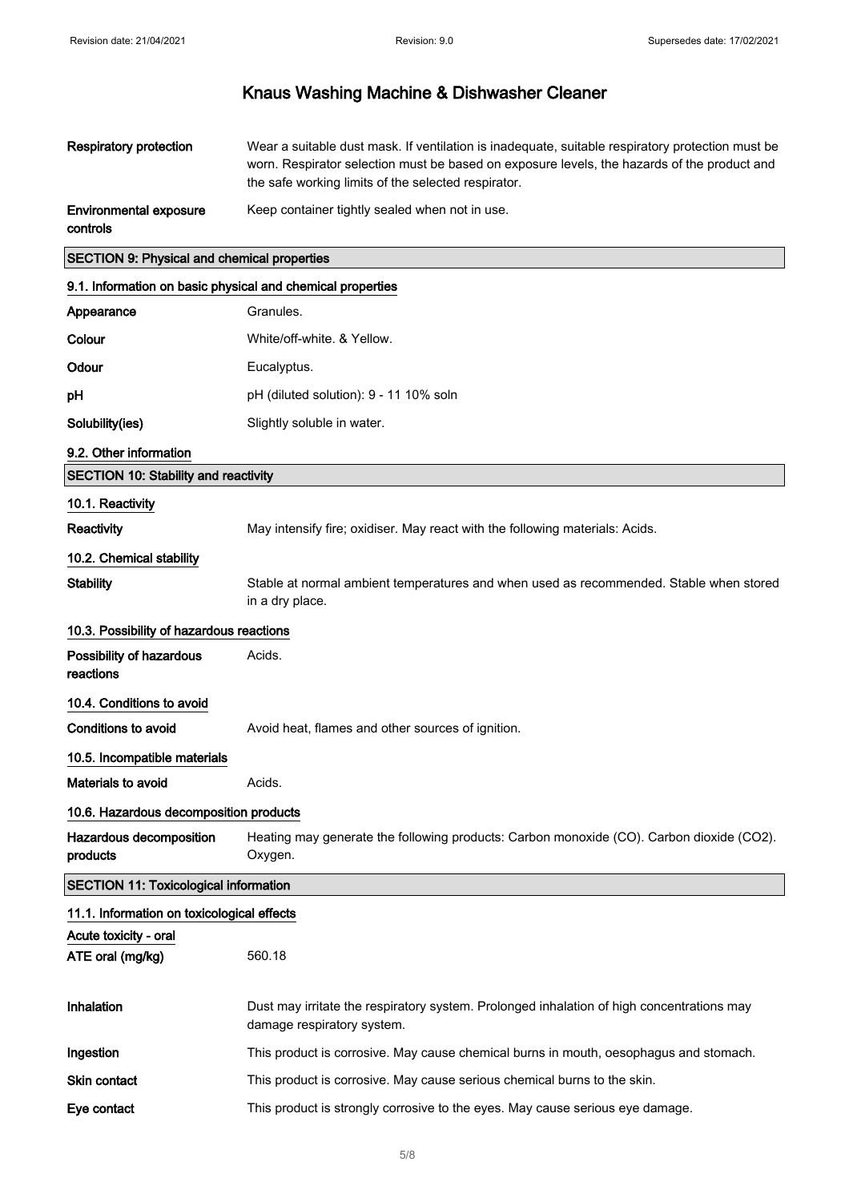| | |
|---|---|
| **Respiratory protection** | Wear a suitable dust mask. If ventilation is inadequate, suitable respiratory protection must be worn. Respirator selection must be based on exposure levels, the hazards of the product and the safe working limits of the selected respirator. |
| **Environmental exposure controls** | Keep container tightly sealed when not in use. |

## SECTION 9: Physical and chemical properties

### 9.1. Information on basic physical and chemical properties

| | |
|---|---|
| **Appearance** | Granules. |
| **Colour** | White/off-white. & Yellow. |
| **Odour** | Eucalyptus. |
| **pH** | pH (diluted solution): 9 - 11 10% soln |
| **Solubility(ies)** | Slightly soluble in water. |

### 9.2. Other information

## SECTION 10: Stability and reactivity

### 10.1. Reactivity

| | |
|---|---|
| **Reactivity** | May intensify fire; oxidiser. May react with the following materials: Acids. |

### 10.2. Chemical stability

| | |
|---|---|
| **Stability** | Stable at normal ambient temperatures and when used as recommended. Stable when stored in a dry place. |

### 10.3. Possibility of hazardous reactions

| | |
|---|---|
| **Possibility of hazardous reactions** | Acids. |

### 10.4. Conditions to avoid

| | |
|---|---|
| **Conditions to avoid** | Avoid heat, flames and other sources of ignition. |

### 10.5. Incompatible materials

| | |
|---|---|
| **Materials to avoid** | Acids. |

### 10.6. Hazardous decomposition products

| | |
|---|---|
| **Hazardous decomposition products** | Heating may generate the following products: Carbon monoxide (CO). Carbon dioxide ($CO_2$). Oxygen. |

## SECTION 11: Toxicological information

### 11.1. Information on toxicological effects

**Acute toxicity - oral**

| | |
|---|---|
| **ATE oral (mg/kg)** | 560.18 |
| **Inhalation** | Dust may irritate the respiratory system. Prolonged inhalation of high concentrations may damage respiratory system. |
| **Ingestion** | This product is corrosive. May cause chemical burns in mouth, oesophagus and stomach. |
| **Skin contact** | This product is corrosive. May cause serious chemical burns to the skin. |
| **Eye contact** | This product is strongly corrosive to the eyes. May cause serious eye damage. |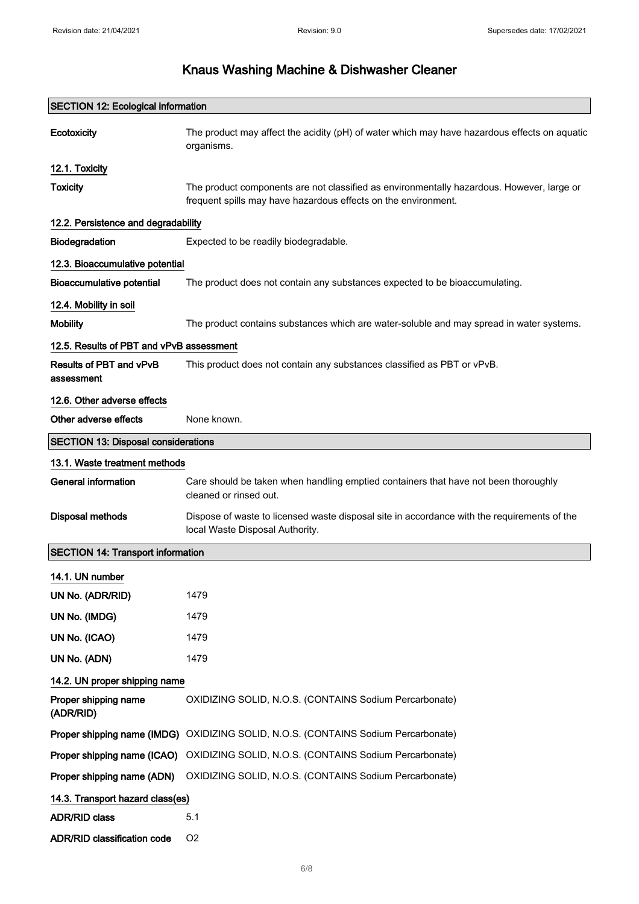# Knaus Washing Machine & Dishwasher Cleaner

## SECTION 12: Ecological information

| | |
|---|---|
| **Ecotoxicity** | The product may affect the acidity (pH) of water which may have hazardous effects on aquatic organisms. |

### 12.1. Toxicity

| | |
|---|---|
| **Toxicity** | The product components are not classified as environmentally hazardous. However, large or frequent spills may have hazardous effects on the environment. |

### 12.2. Persistence and degradability

| | |
|---|---|
| **Biodegradation** | Expected to be readily biodegradable. |

### 12.3. Bioaccumulative potential

| | |
|---|---|
| **Bioaccumulative potential** | The product does not contain any substances expected to be bioaccumulating. |

### 12.4. Mobility in soil

| | |
|---|---|
| **Mobility** | The product contains substances which are water-soluble and may spread in water systems. |

### 12.5. Results of PBT and vPvB assessment

| | |
|---|---|
| **Results of PBT and vPvB assessment** | This product does not contain any substances classified as PBT or vPvB. |

### 12.6. Other adverse effects

| | |
|---|---|
| **Other adverse effects** | None known. |

## SECTION 13: Disposal considerations

### 13.1. Waste treatment methods

| | |
|---|---|
| **General information** | Care should be taken when handling emptied containers that have not been thoroughly cleaned or rinsed out. |
| **Disposal methods** | Dispose of waste to licensed waste disposal site in accordance with the requirements of the local Waste Disposal Authority. |

## SECTION 14: Transport information

### 14.1. UN number

| | |
|---|---|
| **UN No. (ADR/RID)** | 1479 |
| **UN No. (IMDG)** | 1479 |
| **UN No. (ICAO)** | 1479 |
| **UN No. (ADN)** | 1479 |

### 14.2. UN proper shipping name

| | |
|---|---|
| **Proper shipping name (ADR/RID)** | OXIDIZING SOLID, N.O.S. (CONTAINS Sodium Percarbonate) |
| **Proper shipping name (IMDG)** | OXIDIZING SOLID, N.O.S. (CONTAINS Sodium Percarbonate) |
| **Proper shipping name (ICAO)** | OXIDIZING SOLID, N.O.S. (CONTAINS Sodium Percarbonate) |
| **Proper shipping name (ADN)** | OXIDIZING SOLID, N.O.S. (CONTAINS Sodium Percarbonate) |

### 14.3. Transport hazard class(es)

| | |
|---|---|
| **ADR/RID class** | 5.1 |
| **ADR/RID classification code** | O2 |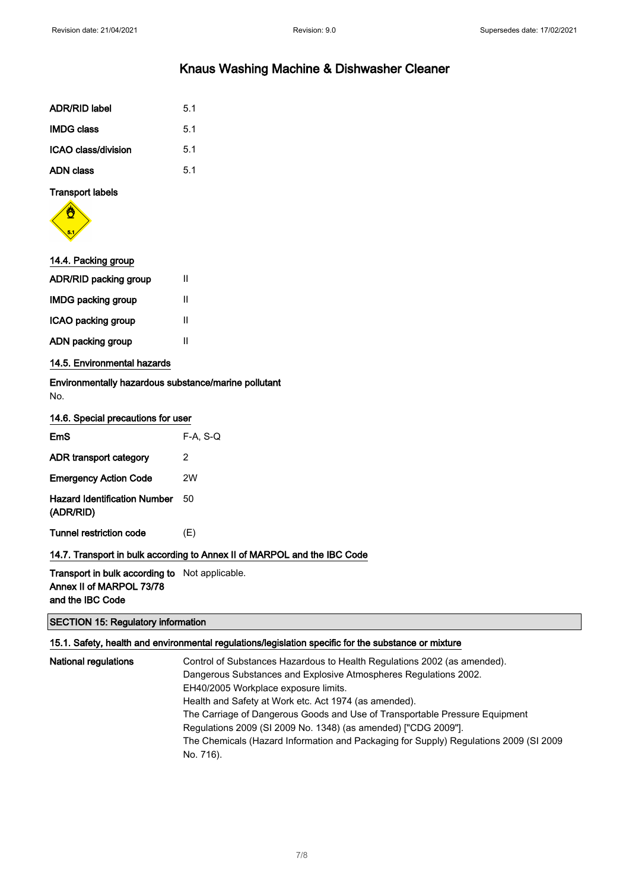| | |
|---|---|
| **ADR/RID label** | 5.1 |
| **IMDG class** | 5.1 |
| **ICAO class/division** | 5.1 |
| **ADN class** | 5.1 |

**Transport labels**

### 14.4. Packing group

| | |
|---|---|
| **ADR/RID packing group** | II |
| **IMDG packing group** | II |
| **ICAO packing group** | II |
| **ADN packing group** | II |

### 14.5. Environmental hazards

**Environmentally hazardous substance/marine pollutant**

No.

### 14.6. Special precautions for user

| | |
|---|---|
| **EmS** | F-A, S-Q |
| **ADR transport category** | 2 |
| **Emergency Action Code** | 2W |
| **Hazard Identification Number (ADR/RID)** | 50 |
| **Tunnel restriction code** | (E) |

### 14.7. Transport in bulk according to Annex II of MARPOL and the IBC Code

| | |
|---|---|
| **Transport in bulk according to Annex II of MARPOL 73/78 and the IBC Code** | Not applicable. |

## SECTION 15: Regulatory information

### 15.1. Safety, health and environmental regulations/legislation specific for the substance or mixture

**National regulations**

Control of Substances Hazardous to Health Regulations 2002 (as amended).
Dangerous Substances and Explosive Atmospheres Regulations 2002.
EH40/2005 Workplace exposure limits.
Health and Safety at Work etc. Act 1974 (as amended).
The Carriage of Dangerous Goods and Use of Transportable Pressure Equipment Regulations 2009 (SI 2009 No. 1348) (as amended) ["CDG 2009"].
The Chemicals (Hazard Information and Packaging for Supply) Regulations 2009 (SI 2009 No. 716).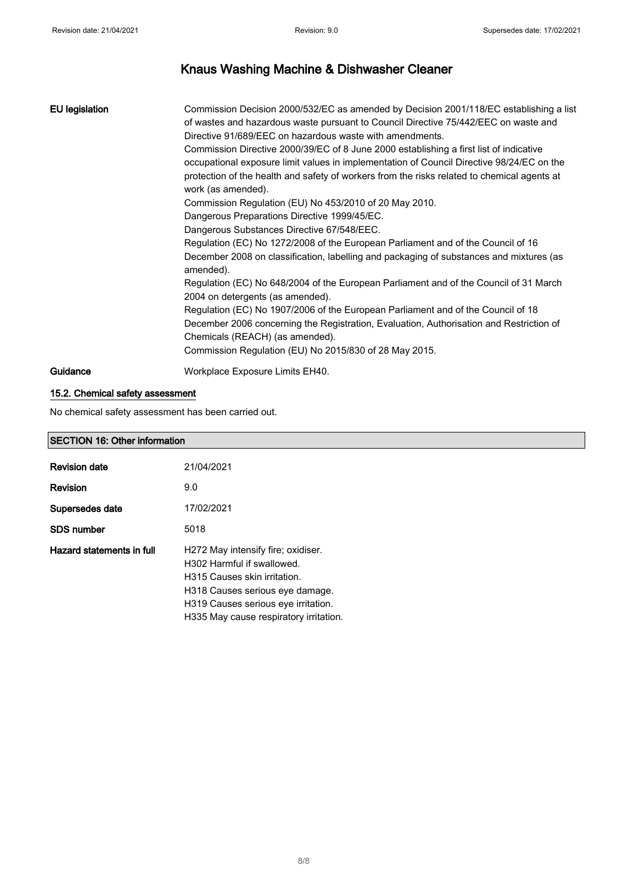# Knaus Washing Machine & Dishwasher Cleaner

| | |
|---|---|
| **EU legislation** | Commission Decision 2000/532/EC as amended by Decision 2001/118/EC establishing a list of wastes and hazardous waste pursuant to Council Directive 75/442/EEC on waste and Directive 91/689/EEC on hazardous waste with amendments.<br>Commission Directive 2000/39/EC of 8 June 2000 establishing a first list of indicative occupational exposure limit values in implementation of Council Directive 98/24/EC on the protection of the health and safety of workers from the risks related to chemical agents at work (as amended).<br>Commission Regulation (EU) No 453/2010 of 20 May 2010.<br>Dangerous Preparations Directive 1999/45/EC.<br>Dangerous Substances Directive 67/548/EEC.<br>Regulation (EC) No 1272/2008 of the European Parliament and of the Council of 16 December 2008 on classification, labelling and packaging of substances and mixtures (as amended).<br>Regulation (EC) No 648/2004 of the European Parliament and of the Council of 31 March 2004 on detergents (as amended).<br>Regulation (EC) No 1907/2006 of the European Parliament and of the Council of 18 December 2006 concerning the Registration, Evaluation, Authorisation and Restriction of Chemicals (REACH) (as amended).<br>Commission Regulation (EU) No 2015/830 of 28 May 2015. |
| **Guidance** | Workplace Exposure Limits EH40. |

### 15.2. Chemical safety assessment

No chemical safety assessment has been carried out.

## SECTION 16: Other information

| | |
|---|---|
| **Revision date** | 21/04/2021 |
| **Revision** | 9.0 |
| **Supersedes date** | 17/02/2021 |
| **SDS number** | 5018 |
| **Hazard statements in full** | H272 May intensify fire; oxidiser.<br>H302 Harmful if swallowed.<br>H315 Causes skin irritation.<br>H318 Causes serious eye damage.<br>H319 Causes serious eye irritation.<br>H335 May cause respiratory irritation. |